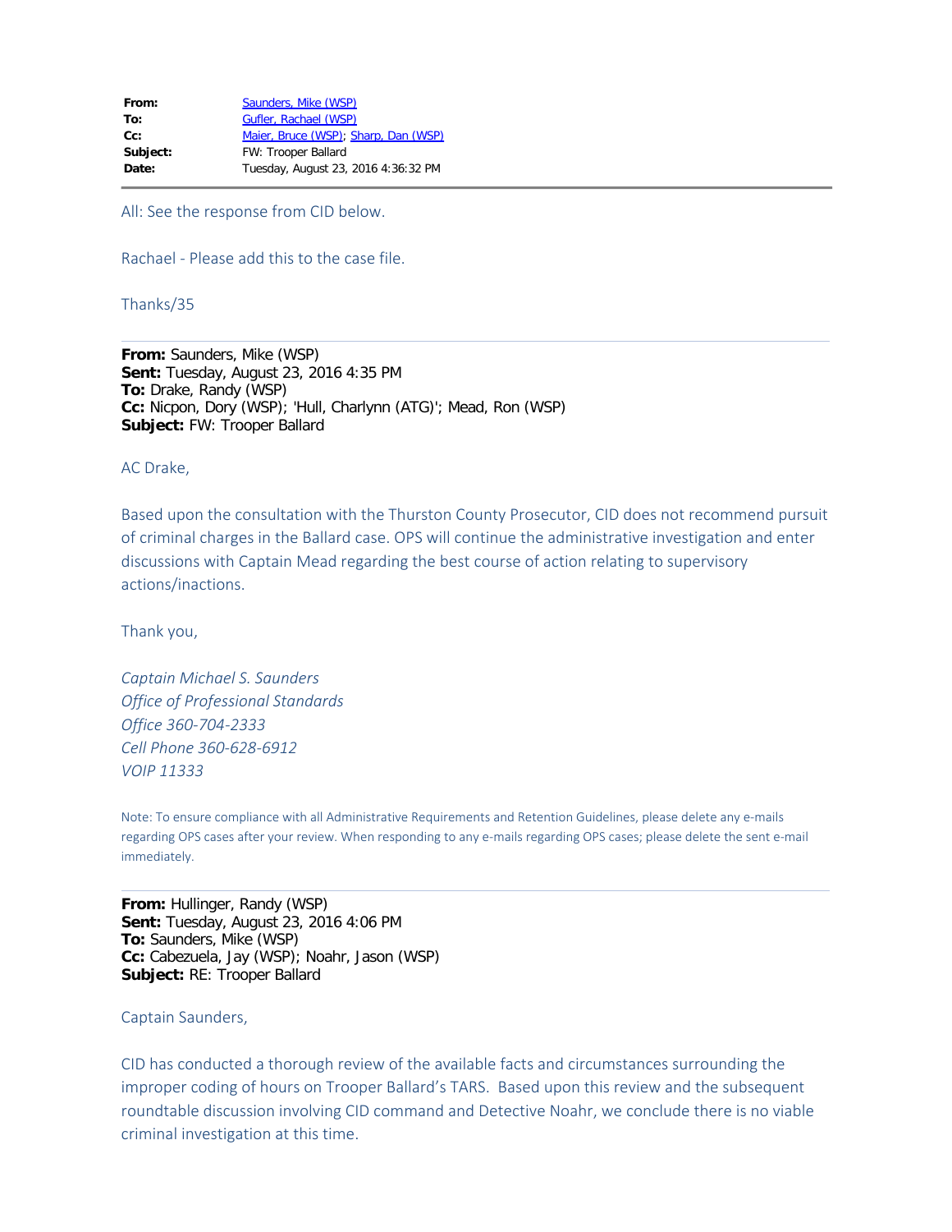| | |
|---|---|
| **From:** | Saunders, Mike (WSP) |
| **To:** | Gufler, Rachael (WSP) |
| **Cc:** | Maier, Bruce (WSP); Sharp, Dan (WSP) |
| **Subject:** | FW: Trooper Ballard |
| **Date:** | Tuesday, August 23, 2016 4:36:32 PM |

---

All: See the response from CID below.

Rachael - Please add this to the case file.

Thanks/35

---

**From:** Saunders, Mike (WSP)
**Sent:** Tuesday, August 23, 2016 4:35 PM
**To:** Drake, Randy (WSP)
**Cc:** Nicpon, Dory (WSP); 'Hull, Charlynn (ATG)'; Mead, Ron (WSP)
**Subject:** FW: Trooper Ballard

AC Drake,

Based upon the consultation with the Thurston County Prosecutor, CID does not recommend pursuit of criminal charges in the Ballard case. OPS will continue the administrative investigation and enter discussions with Captain Mead regarding the best course of action relating to supervisory actions/inactions.

Thank you,

*Captain Michael S. Saunders*
*Office of Professional Standards*
*Office 360-704-2333*
*Cell Phone 360-628-6912*
*VOIP 11333*

Note: To ensure compliance with all Administrative Requirements and Retention Guidelines, please delete any e-mails regarding OPS cases after your review. When responding to any e-mails regarding OPS cases; please delete the sent e-mail immediately.

---

**From:** Hullinger, Randy (WSP)
**Sent:** Tuesday, August 23, 2016 4:06 PM
**To:** Saunders, Mike (WSP)
**Cc:** Cabezuela, Jay (WSP); Noahr, Jason (WSP)
**Subject:** RE: Trooper Ballard

Captain Saunders,

CID has conducted a thorough review of the available facts and circumstances surrounding the improper coding of hours on Trooper Ballard's TARS. Based upon this review and the subsequent roundtable discussion involving CID command and Detective Noahr, we conclude there is no viable criminal investigation at this time.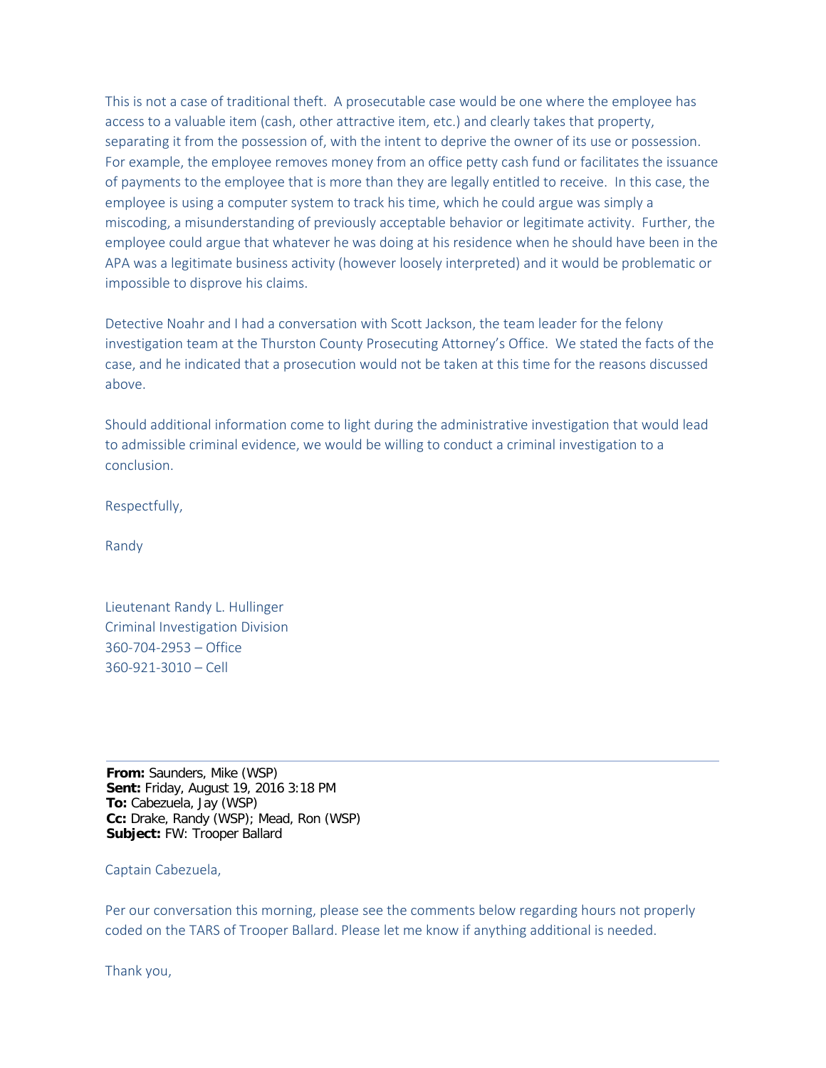This is not a case of traditional theft. A prosecutable case would be one where the employee has access to a valuable item (cash, other attractive item, etc.) and clearly takes that property, separating it from the possession of, with the intent to deprive the owner of its use or possession. For example, the employee removes money from an office petty cash fund or facilitates the issuance of payments to the employee that is more than they are legally entitled to receive. In this case, the employee is using a computer system to track his time, which he could argue was simply a miscoding, a misunderstanding of previously acceptable behavior or legitimate activity. Further, the employee could argue that whatever he was doing at his residence when he should have been in the APA was a legitimate business activity (however loosely interpreted) and it would be problematic or impossible to disprove his claims.

Detective Noahr and I had a conversation with Scott Jackson, the team leader for the felony investigation team at the Thurston County Prosecuting Attorney's Office. We stated the facts of the case, and he indicated that a prosecution would not be taken at this time for the reasons discussed above.

Should additional information come to light during the administrative investigation that would lead to admissible criminal evidence, we would be willing to conduct a criminal investigation to a conclusion.

Respectfully,

Randy

Lieutenant Randy L. Hullinger
Criminal Investigation Division
360-704-2953 – Office
360-921-3010 – Cell

---

**From:** Saunders, Mike (WSP)
**Sent:** Friday, August 19, 2016 3:18 PM
**To:** Cabezuela, Jay (WSP)
**Cc:** Drake, Randy (WSP); Mead, Ron (WSP)
**Subject:** FW: Trooper Ballard

Captain Cabezuela,

Per our conversation this morning, please see the comments below regarding hours not properly coded on the TARS of Trooper Ballard. Please let me know if anything additional is needed.

Thank you,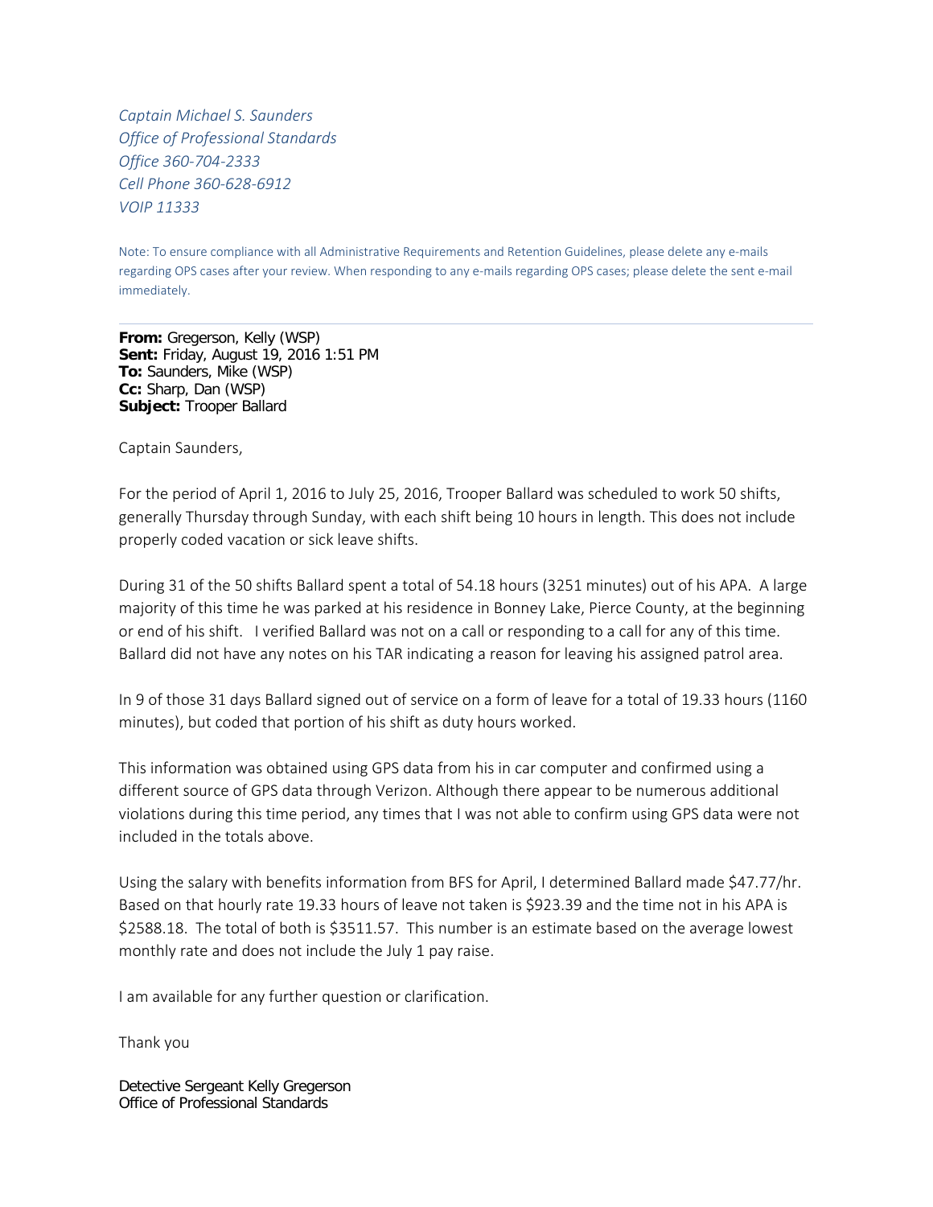*Captain Michael S. Saunders*
*Office of Professional Standards*
*Office 360-704-2333*
*Cell Phone 360-628-6912*
*VOIP 11333*

Note: To ensure compliance with all Administrative Requirements and Retention Guidelines, please delete any e-mails regarding OPS cases after your review. When responding to any e-mails regarding OPS cases; please delete the sent e-mail immediately.

---

**From:** Gregerson, Kelly (WSP)
**Sent:** Friday, August 19, 2016 1:51 PM
**To:** Saunders, Mike (WSP)
**Cc:** Sharp, Dan (WSP)
**Subject:** Trooper Ballard

Captain Saunders,

For the period of April 1, 2016 to July 25, 2016, Trooper Ballard was scheduled to work 50 shifts, generally Thursday through Sunday, with each shift being 10 hours in length. This does not include properly coded vacation or sick leave shifts.

During 31 of the 50 shifts Ballard spent a total of 54.18 hours (3251 minutes) out of his APA. A large majority of this time he was parked at his residence in Bonney Lake, Pierce County, at the beginning or end of his shift. I verified Ballard was not on a call or responding to a call for any of this time. Ballard did not have any notes on his TAR indicating a reason for leaving his assigned patrol area.

In 9 of those 31 days Ballard signed out of service on a form of leave for a total of 19.33 hours (1160 minutes), but coded that portion of his shift as duty hours worked.

This information was obtained using GPS data from his in car computer and confirmed using a different source of GPS data through Verizon. Although there appear to be numerous additional violations during this time period, any times that I was not able to confirm using GPS data were not included in the totals above.

Using the salary with benefits information from BFS for April, I determined Ballard made $47.77/hr. Based on that hourly rate 19.33 hours of leave not taken is $923.39 and the time not in his APA is $2588.18. The total of both is $3511.57. This number is an estimate based on the average lowest monthly rate and does not include the July 1 pay raise.

I am available for any further question or clarification.

Thank you

Detective Sergeant Kelly Gregerson
Office of Professional Standards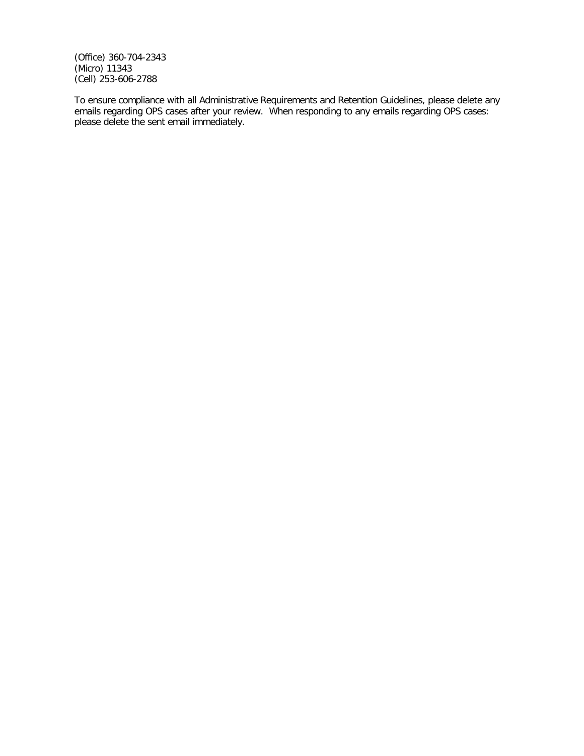(Office) 360-704-2343
(Micro) 11343
(Cell) 253-606-2788

To ensure compliance with all Administrative Requirements and Retention Guidelines, please delete any emails regarding OPS cases after your review. When responding to any emails regarding OPS cases: please delete the sent email immediately.